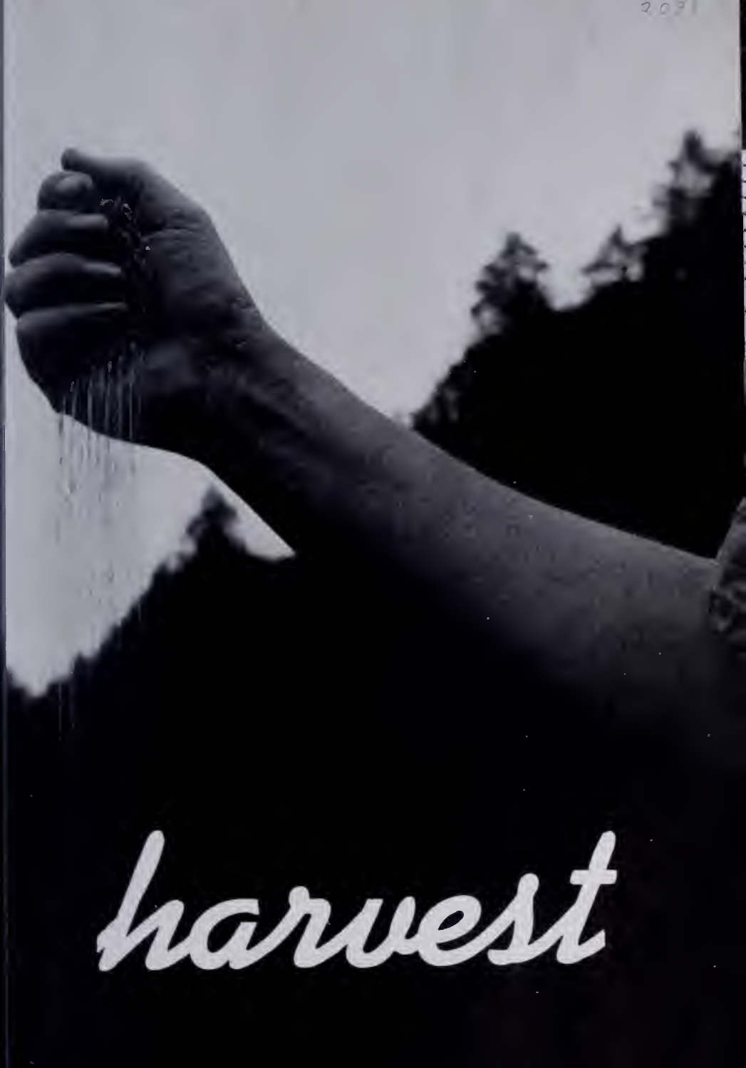# harvest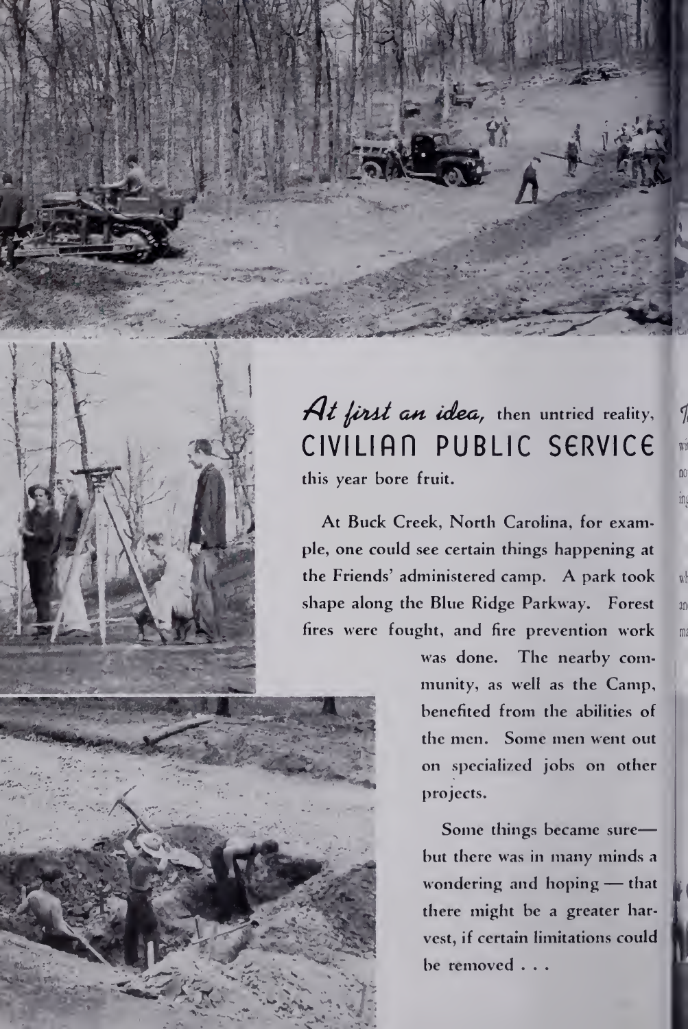*At first an idea,* then untried reality, **CIVILIAN PUBLIC SERVICE** this year bore fruit.

At Buck Creek, North Carolina, for example, one could see certain things happening at the Friends' administered camp. A park took shape along the Blue Ridge Parkway. Forest fires were fought, and fire prevention work was done. The nearby community, as well as the Camp, benefited from the abilities of the men. Some men went out on specialized jobs on other projects.

Some things became sure— but there was in many minds a wondering and hoping — that there might be a greater harvest, if certain limitations could be removed . . .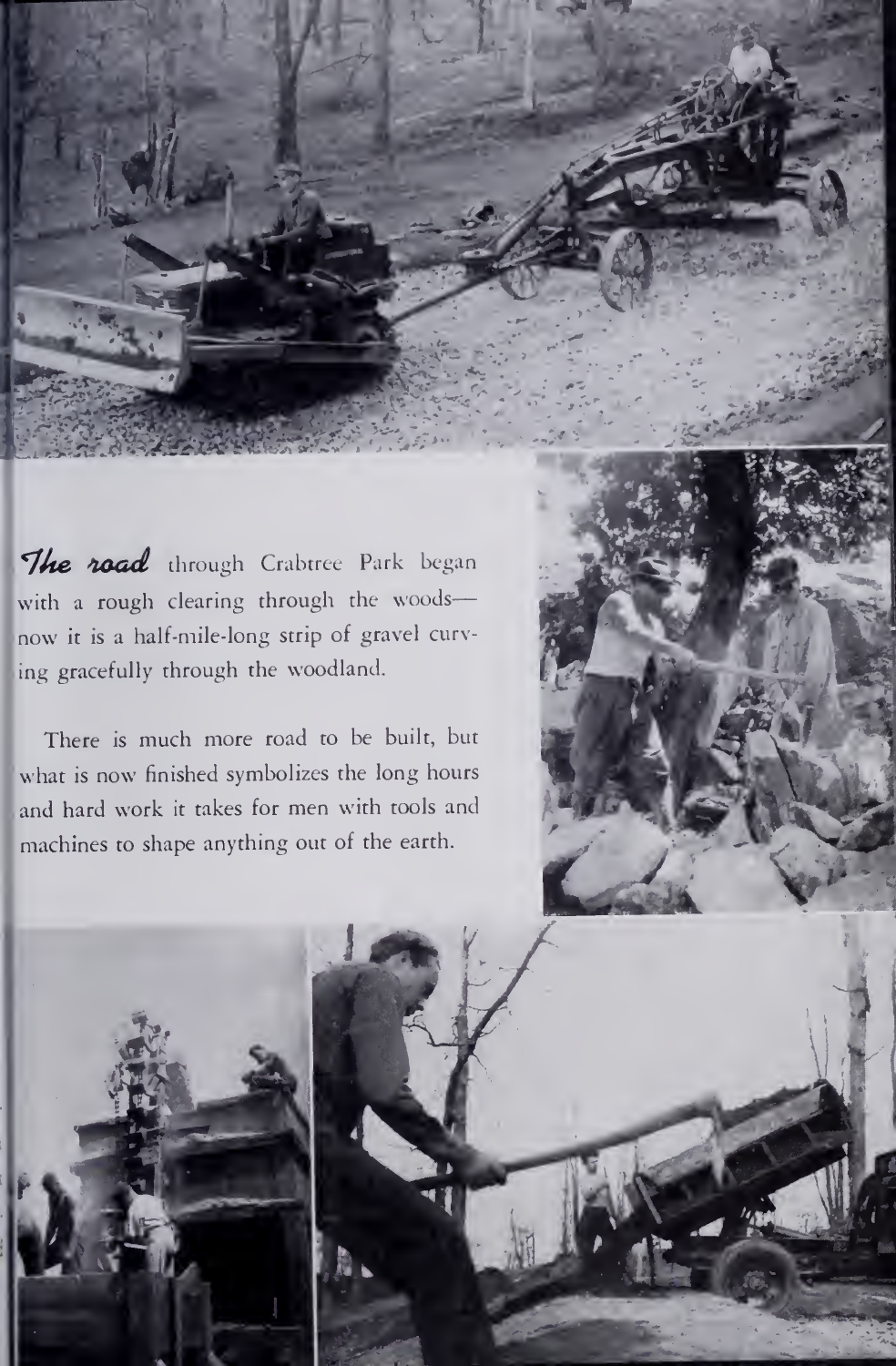***The road*** through Crabtree Park began with a rough clearing through the woods—now it is a half-mile-long strip of gravel curving gracefully through the woodland.

There is much more road to be built, but what is now finished symbolizes the long hours and hard work it takes for men with tools and machines to shape anything out of the earth.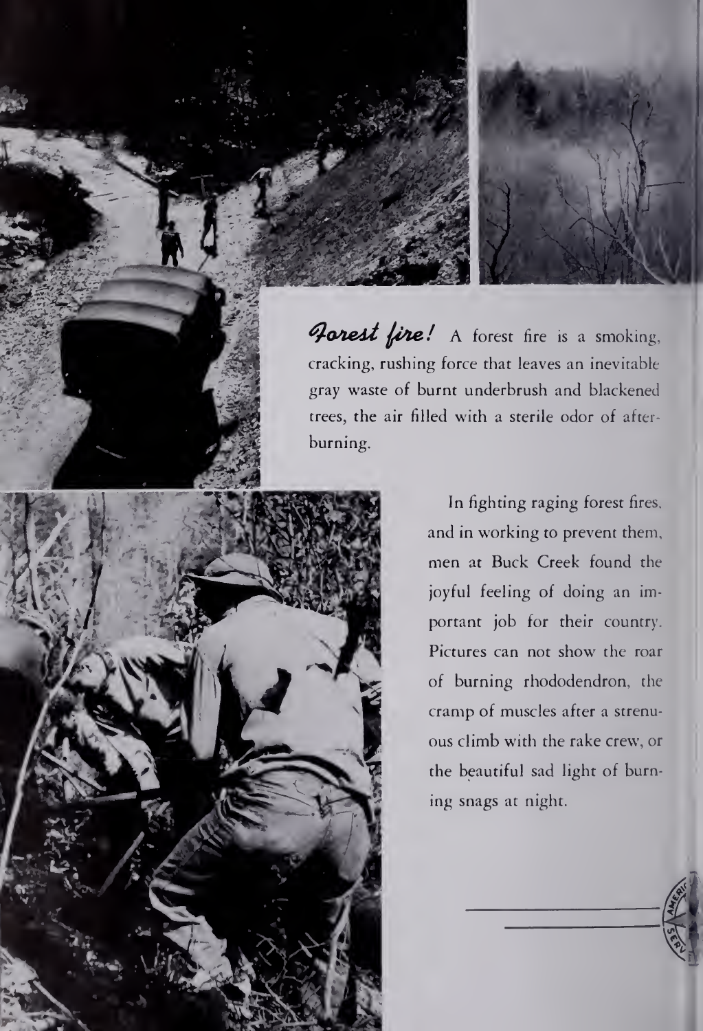***Forest fire!*** A forest fire is a smoking, cracking, rushing force that leaves an inevitable gray waste of burnt underbrush and blackened trees, the air filled with a sterile odor of afterburning.

In fighting raging forest fires, and in working to prevent them, men at Buck Creek found the joyful feeling of doing an important job for their country. Pictures can not show the roar of burning rhododendron, the cramp of muscles after a strenuous climb with the rake crew, or the beautiful sad light of burning snags at night.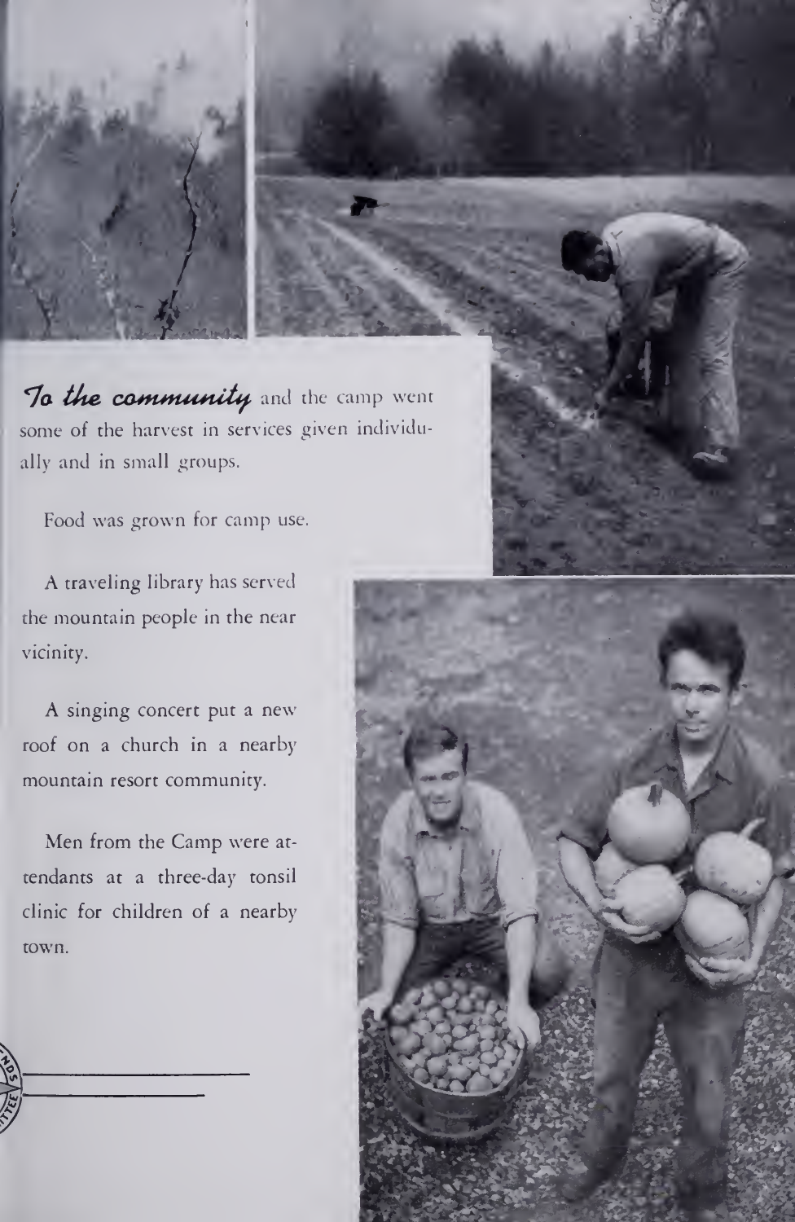***To the community*** and the camp went some of the harvest in services given individually and in small groups.

Food was grown for camp use.

A traveling library has served the mountain people in the near vicinity.

A singing concert put a new roof on a church in a nearby mountain resort community.

Men from the Camp were attendants at a three-day tonsil clinic for children of a nearby town.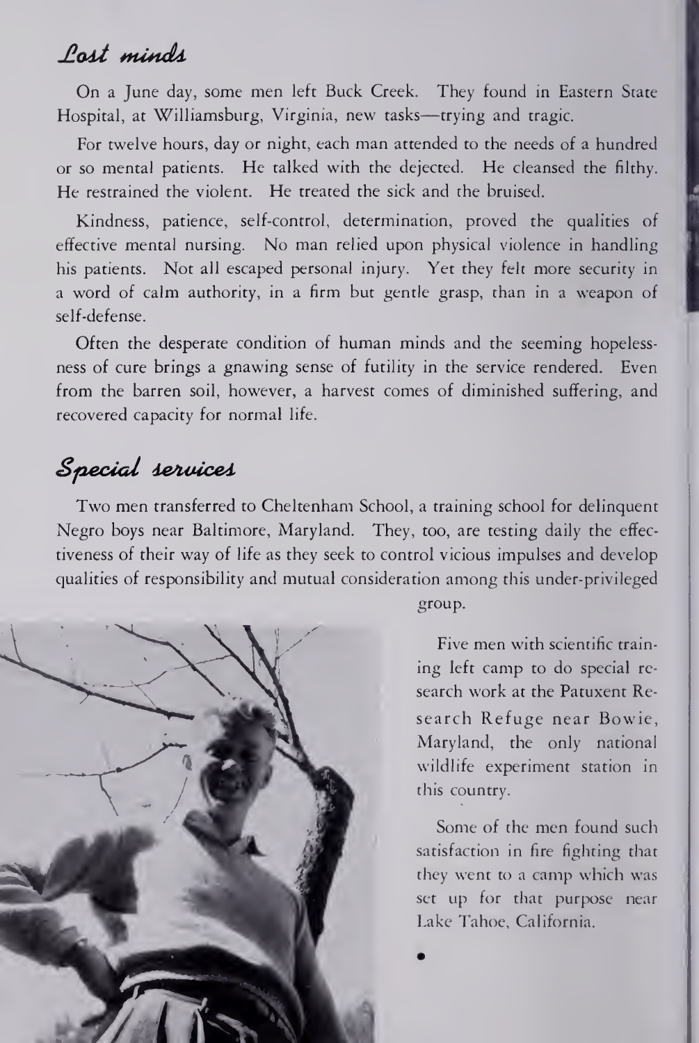## *Lost minds*

On a June day, some men left Buck Creek. They found in Eastern State Hospital, at Williamsburg, Virginia, new tasks—trying and tragic.

For twelve hours, day or night, each man attended to the needs of a hundred or so mental patients. He talked with the dejected. He cleansed the filthy. He restrained the violent. He treated the sick and the bruised.

Kindness, patience, self-control, determination, proved the qualities of effective mental nursing. No man relied upon physical violence in handling his patients. Not all escaped personal injury. Yet they felt more security in a word of calm authority, in a firm but gentle grasp, than in a weapon of self-defense.

Often the desperate condition of human minds and the seeming hopelessness of cure brings a gnawing sense of futility in the service rendered. Even from the barren soil, however, a harvest comes of diminished suffering, and recovered capacity for normal life.

## *Special services*

Two men transferred to Cheltenham School, a training school for delinquent Negro boys near Baltimore, Maryland. They, too, are testing daily the effectiveness of their way of life as they seek to control vicious impulses and develop qualities of responsibility and mutual consideration among this under-privileged group.

Five men with scientific training left camp to do special research work at the Patuxent Research Refuge near Bowie, Maryland, the only national wildlife experiment station in this country.

Some of the men found such satisfaction in fire fighting that they went to a camp which was set up for that purpose near Lake Tahoe, California.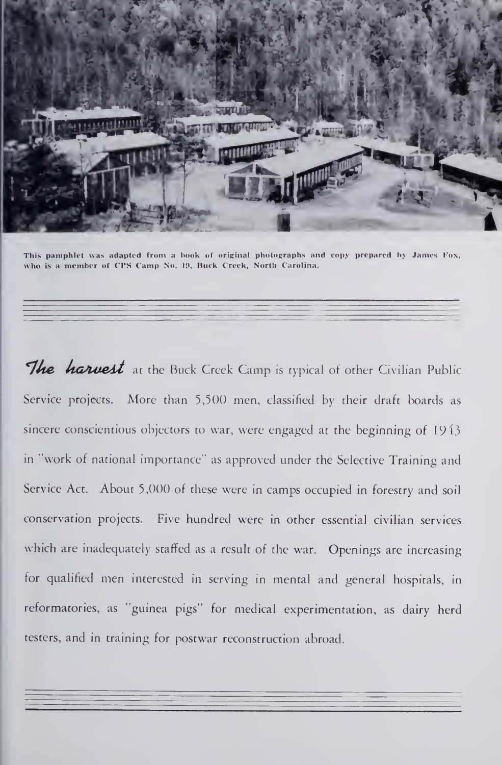This pamphlet was adapted from a book of original photographs and copy prepared by James Fox, who is a member of CPS Camp No. 19, Buck Creek, North Carolina.

---

***The harvest*** at the Buck Creek Camp is typical of other Civilian Public Service projects. More than 5,500 men, classified by their draft boards as sincere conscientious objectors to war, were engaged at the beginning of 1943 in "work of national importance" as approved under the Selective Training and Service Act. About 5,000 of these were in camps occupied in forestry and soil conservation projects. Five hundred were in other essential civilian services which are inadequately staffed as a result of the war. Openings are increasing for qualified men interested in serving in mental and general hospitals, in reformatories, as "guinea pigs" for medical experimentation, as dairy herd testers, and in training for postwar reconstruction abroad.

---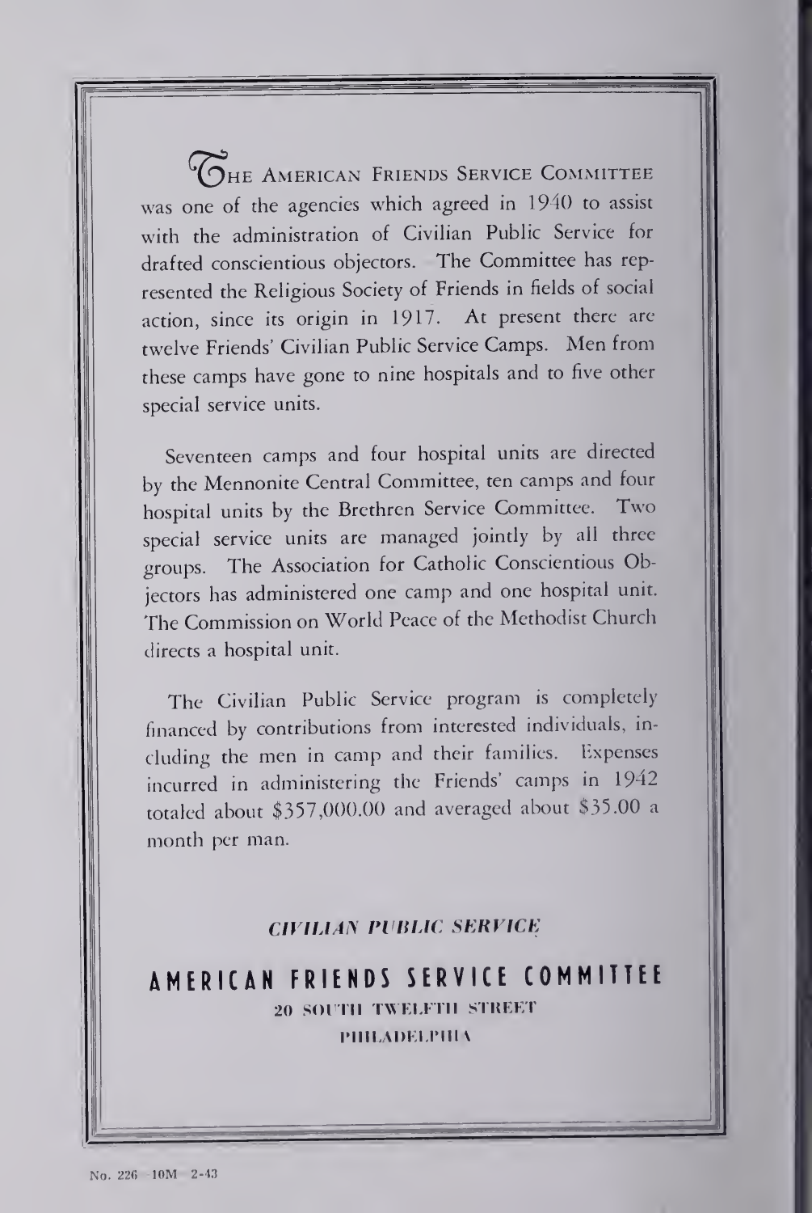THE AMERICAN FRIENDS SERVICE COMMITTEE was one of the agencies which agreed in 1940 to assist with the administration of Civilian Public Service for drafted conscientious objectors. The Committee has represented the Religious Society of Friends in fields of social action, since its origin in 1917. At present there are twelve Friends' Civilian Public Service Camps. Men from these camps have gone to nine hospitals and to five other special service units.

Seventeen camps and four hospital units are directed by the Mennonite Central Committee, ten camps and four hospital units by the Brethren Service Committee. Two special service units are managed jointly by all three groups. The Association for Catholic Conscientious Objectors has administered one camp and one hospital unit. The Commission on World Peace of the Methodist Church directs a hospital unit.

The Civilian Public Service program is completely financed by contributions from interested individuals, including the men in camp and their families. Expenses incurred in administering the Friends' camps in 1942 totaled about $357,000.00 and averaged about $35.00 a month per man.

*CIVILIAN PUBLIC SERVICE*

**AMERICAN FRIENDS SERVICE COMMITTEE**

20 SOUTH TWELFTH STREET

PHILADELPHIA

No. 226 10M 2-43